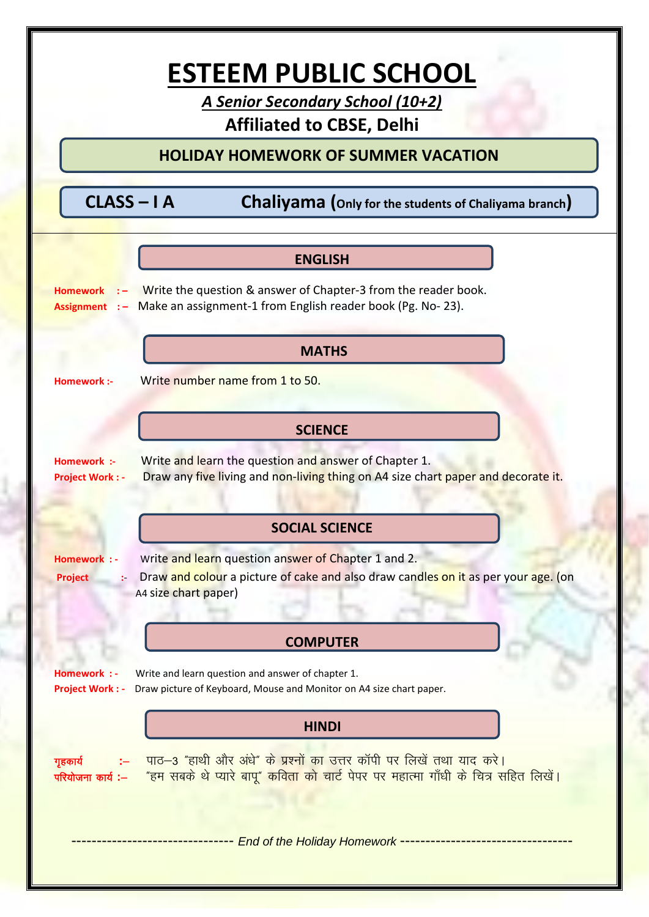# ESTEEM PUBLIC SCHOOL

***A Senior Secondary School (10+2)***

**Affiliated to CBSE, Delhi**

## HOLIDAY HOMEWORK OF SUMMER VACATION

**CLASS – I A** **Chaliyama (Only for the students of Chaliyama branch)**

### ENGLISH

**Homework :–** Write the question & answer of Chapter-3 from the reader book.
**Assignment :–** Make an assignment-1 from English reader book (Pg. No- 23).

### MATHS

**Homework :-** Write number name from 1 to 50.

### SCIENCE

**Homework :-** Write and learn the question and answer of Chapter 1.
**Project Work : -** Draw any five living and non-living thing on A4 size chart paper and decorate it.

### SOCIAL SCIENCE

**Homework : -** Write and learn question answer of Chapter 1 and 2.
**Project :-** Draw and colour a picture of cake and also draw candles on it as per your age. (on A4 size chart paper)

### COMPUTER

**Homework : -** Write and learn question and answer of chapter 1.
**Project Work : -** Draw picture of Keyboard, Mouse and Monitor on A4 size chart paper.

### HINDI

**गृहकार्य :–** पाठ–3 "हाथी और अंधे" के प्रश्नों का उत्तर कॉपी पर लिखें तथा याद करे।
**परियोजना कार्य :–** "हम सबके थे प्यारे बापू" कविता को चार्ट पेपर पर महात्मा गाँधी के चित्र सहित लिखें।

------------------------------ *End of the Holiday Homework* ------------------------------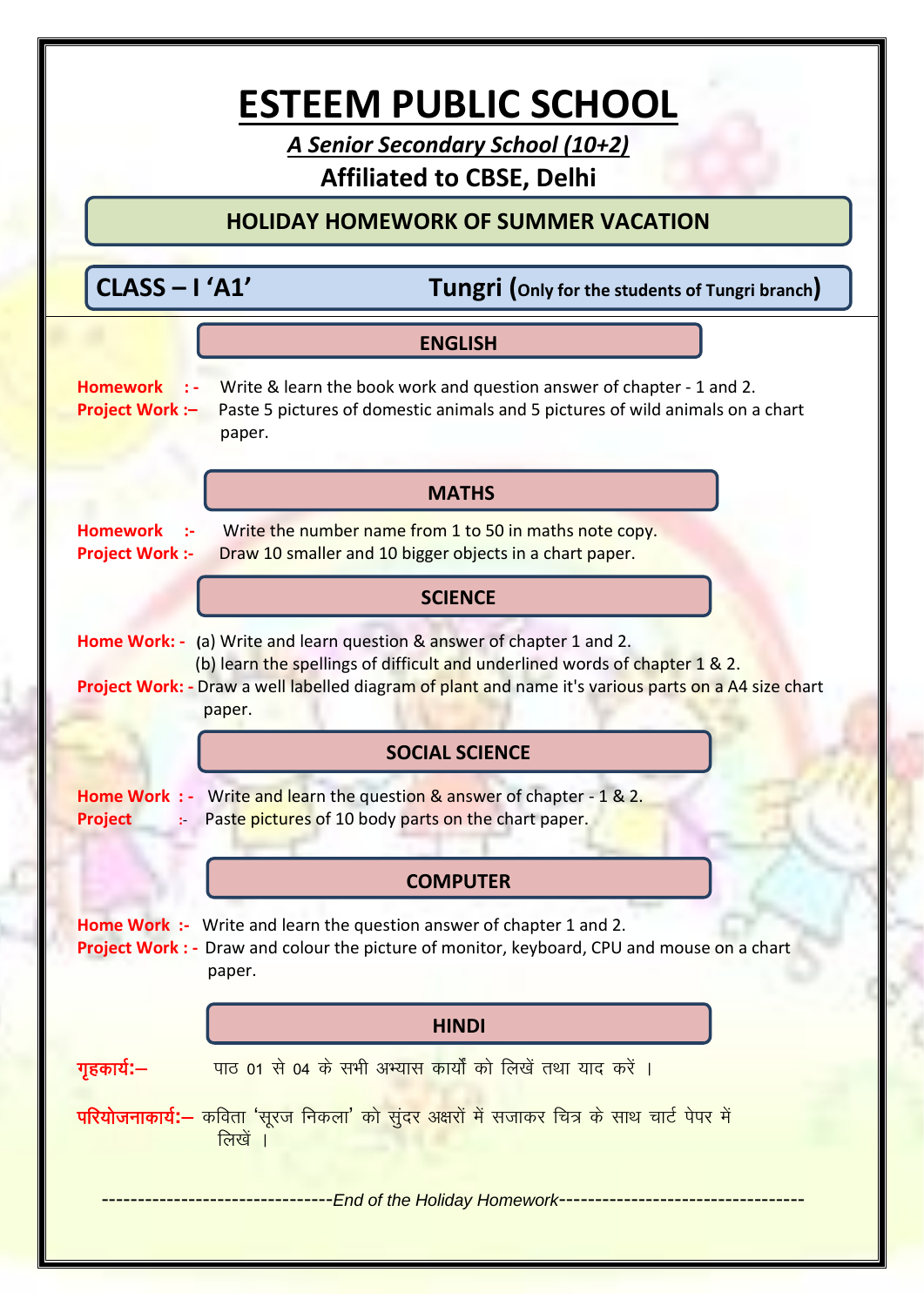# ESTEEM PUBLIC SCHOOL

***A Senior Secondary School (10+2)***

**Affiliated to CBSE, Delhi**

## HOLIDAY HOMEWORK OF SUMMER VACATION

**CLASS – I 'A1'** **Tungri (Only for the students of Tungri branch)**

### ENGLISH

**Homework :-** Write & learn the book work and question answer of chapter - 1 and 2.

**Project Work :–** Paste 5 pictures of domestic animals and 5 pictures of wild animals on a chart paper.

### MATHS

**Homework :-** Write the number name from 1 to 50 in maths note copy.

**Project Work :-** Draw 10 smaller and 10 bigger objects in a chart paper.

### SCIENCE

**Home Work: -** (a) Write and learn question & answer of chapter 1 and 2.
(b) learn the spellings of difficult and underlined words of chapter 1 & 2.

**Project Work: -** Draw a well labelled diagram of plant and name it's various parts on a A4 size chart paper.

### SOCIAL SCIENCE

**Home Work :-** Write and learn the question & answer of chapter - 1 & 2.

**Project :-** Paste pictures of 10 body parts on the chart paper.

### COMPUTER

**Home Work :-** Write and learn the question answer of chapter 1 and 2.

**Project Work : -** Draw and colour the picture of monitor, keyboard, CPU and mouse on a chart paper.

### HINDI

**गृहकार्य:–** पाठ 01 से 04 के सभी अभ्यास कार्यों को लिखें तथा याद करें ।

**परियोजनाकार्य:–** कविता 'सूरज निकला' को सुंदर अक्षरों में सजाकर चित्र के साथ चार्ट पेपर में लिखें ।

--------------------------------*End of the Holiday Homework*----------------------------------